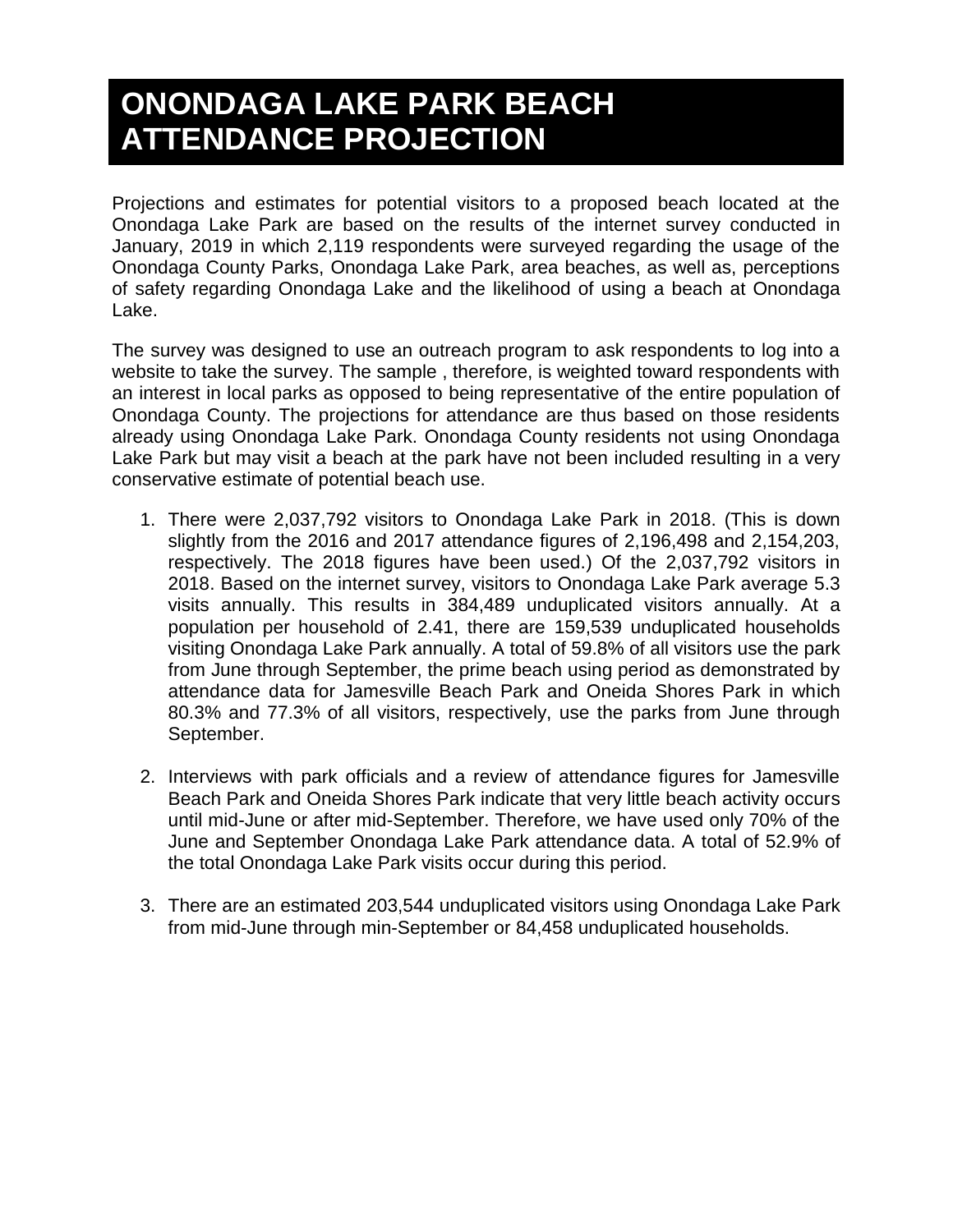# ONONDAGA LAKE PARK BEACH ATTENDANCE PROJECTION

Projections and estimates for potential visitors to a proposed beach located at the Onondaga Lake Park are based on the results of the internet survey conducted in January, 2019 in which 2,119 respondents were surveyed regarding the usage of the Onondaga County Parks, Onondaga Lake Park, area beaches, as well as, perceptions of safety regarding Onondaga Lake and the likelihood of using a beach at Onondaga Lake.

The survey was designed to use an outreach program to ask respondents to log into a website to take the survey. The sample , therefore, is weighted toward respondents with an interest in local parks as opposed to being representative of the entire population of Onondaga County. The projections for attendance are thus based on those residents already using Onondaga Lake Park. Onondaga County residents not using Onondaga Lake Park but may visit a beach at the park have not been included resulting in a very conservative estimate of potential beach use.

1. There were 2,037,792 visitors to Onondaga Lake Park in 2018. (This is down slightly from the 2016 and 2017 attendance figures of 2,196,498 and 2,154,203, respectively. The 2018 figures have been used.) Of the 2,037,792 visitors in 2018. Based on the internet survey, visitors to Onondaga Lake Park average 5.3 visits annually. This results in 384,489 unduplicated visitors annually. At a population per household of 2.41, there are 159,539 unduplicated households visiting Onondaga Lake Park annually. A total of 59.8% of all visitors use the park from June through September, the prime beach using period as demonstrated by attendance data for Jamesville Beach Park and Oneida Shores Park in which 80.3% and 77.3% of all visitors, respectively, use the parks from June through September.

2. Interviews with park officials and a review of attendance figures for Jamesville Beach Park and Oneida Shores Park indicate that very little beach activity occurs until mid-June or after mid-September. Therefore, we have used only 70% of the June and September Onondaga Lake Park attendance data. A total of 52.9% of the total Onondaga Lake Park visits occur during this period.

3. There are an estimated 203,544 unduplicated visitors using Onondaga Lake Park from mid-June through min-September or 84,458 unduplicated households.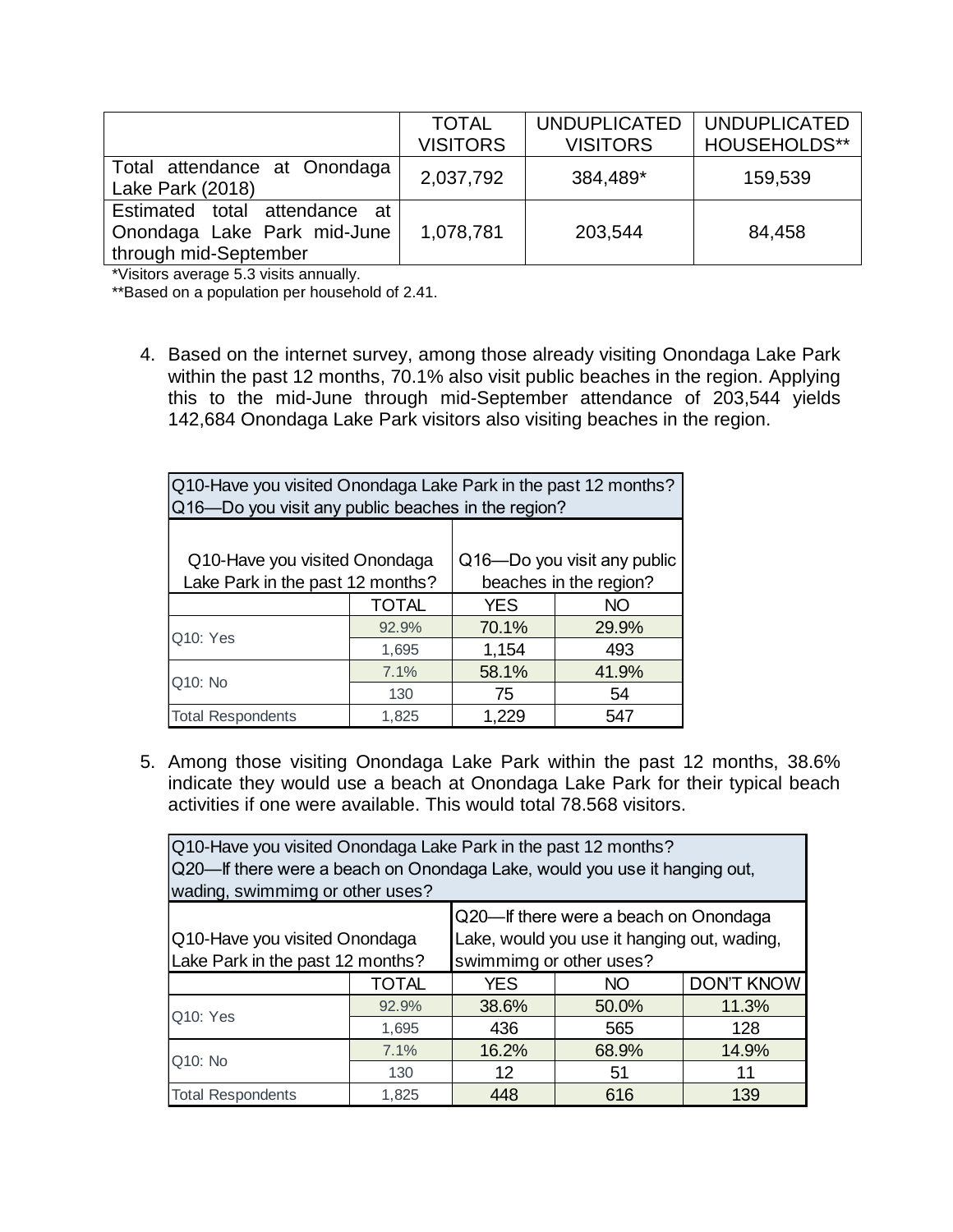| | TOTAL VISITORS | UNDUPLICATED VISITORS | UNDUPLICATED HOUSEHOLDS** |
|---|---|---|---|
| Total attendance at Onondaga Lake Park (2018) | 2,037,792 | 384,489* | 159,539 |
| Estimated total attendance at Onondaga Lake Park mid-June through mid-September | 1,078,781 | 203,544 | 84,458 |

*Visitors average 5.3 visits annually.
**Based on a population per household of 2.41.

4. Based on the internet survey, among those already visiting Onondaga Lake Park within the past 12 months, 70.1% also visit public beaches in the region. Applying this to the mid-June through mid-September attendance of 203,544 yields 142,684 Onondaga Lake Park visitors also visiting beaches in the region.

| Q10-Have you visited Onondaga Lake Park in the past 12 months? Q16—Do you visit any public beaches in the region? | | | |
|---|---|---|---|
| Q10-Have you visited Onondaga Lake Park in the past 12 months? | | Q16—Do you visit any public beaches in the region? | |
| | TOTAL | YES | NO |
| Q10: Yes | 92.9% | 70.1% | 29.9% |
| | 1,695 | 1,154 | 493 |
| Q10: No | 7.1% | 58.1% | 41.9% |
| | 130 | 75 | 54 |
| Total Respondents | 1,825 | 1,229 | 547 |

5. Among those visiting Onondaga Lake Park within the past 12 months, 38.6% indicate they would use a beach at Onondaga Lake Park for their typical beach activities if one were available. This would total 78.568 visitors.

| Q10-Have you visited Onondaga Lake Park in the past 12 months? Q20—If there were a beach on Onondaga Lake, would you use it hanging out, wading, swimmimg or other uses? | | | | |
|---|---|---|---|---|
| Q10-Have you visited Onondaga Lake Park in the past 12 months? | | Q20—If there were a beach on Onondaga Lake, would you use it hanging out, wading, swimmimg or other uses? | | |
| | TOTAL | YES | NO | DON'T KNOW |
| Q10: Yes | 92.9% | 38.6% | 50.0% | 11.3% |
| | 1,695 | 436 | 565 | 128 |
| Q10: No | 7.1% | 16.2% | 68.9% | 14.9% |
| | 130 | 12 | 51 | 11 |
| Total Respondents | 1,825 | 448 | 616 | 139 |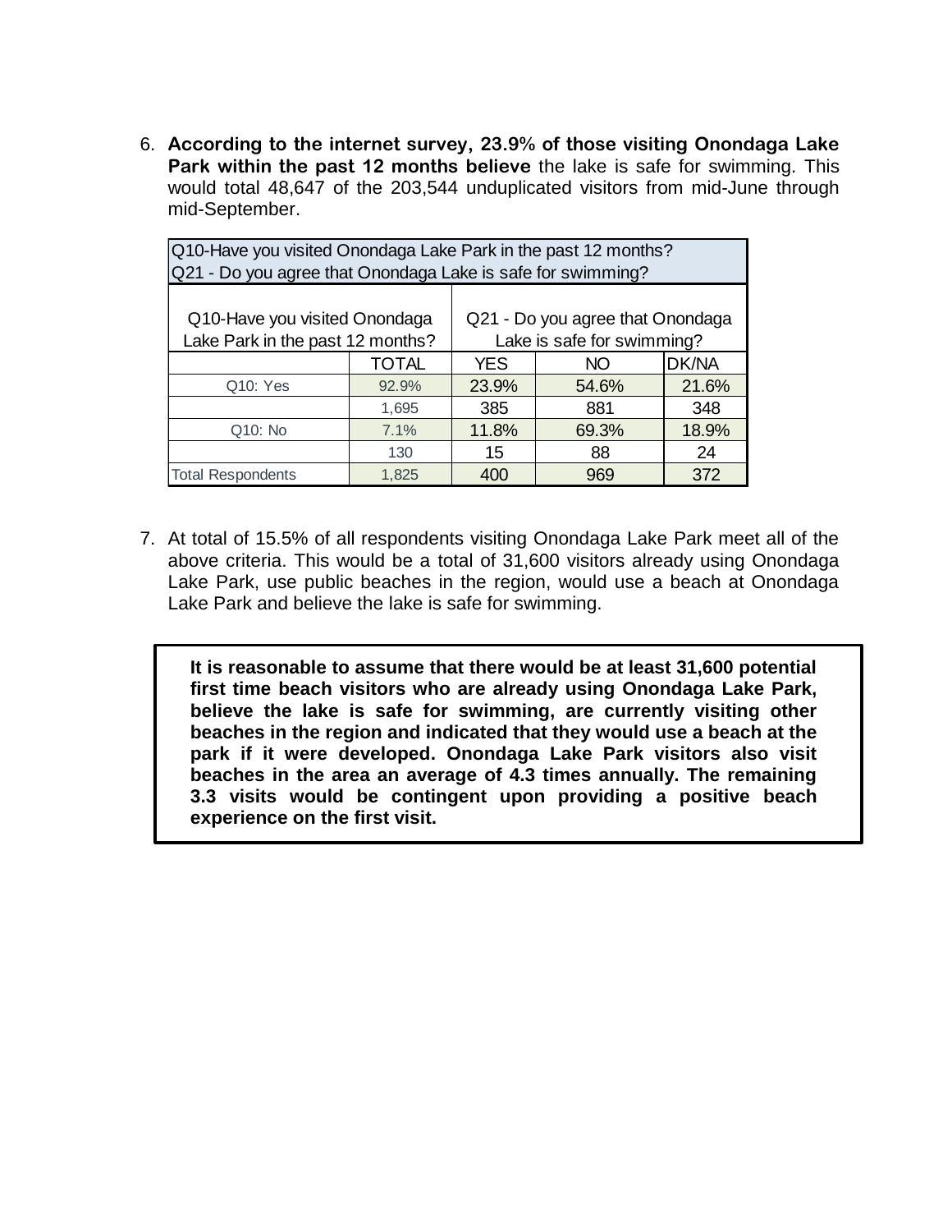6. **According to the internet survey, 23.9% of those visiting Onondaga Lake Park within the past 12 months believe** the lake is safe for swimming. This would total 48,647 of the 203,544 unduplicated visitors from mid-June through mid-September.

| Q10-Have you visited Onondaga Lake Park in the past 12 months? Q21 - Do you agree that Onondaga Lake is safe for swimming? | | | | |
|---|---|---|---|---|
| Q10-Have you visited Onondaga Lake Park in the past 12 months? | | Q21 - Do you agree that Onondaga Lake is safe for swimming? | | |
| | TOTAL | YES | NO | DK/NA |
| Q10: Yes | 92.9% | 23.9% | 54.6% | 21.6% |
| | 1,695 | 385 | 881 | 348 |
| Q10: No | 7.1% | 11.8% | 69.3% | 18.9% |
| | 130 | 15 | 88 | 24 |
| Total Respondents | 1,825 | 400 | 969 | 372 |

7. At total of 15.5% of all respondents visiting Onondaga Lake Park meet all of the above criteria. This would be a total of 31,600 visitors already using Onondaga Lake Park, use public beaches in the region, would use a beach at Onondaga Lake Park and believe the lake is safe for swimming.

**It is reasonable to assume that there would be at least 31,600 potential first time beach visitors who are already using Onondaga Lake Park, believe the lake is safe for swimming, are currently visiting other beaches in the region and indicated that they would use a beach at the park if it were developed. Onondaga Lake Park visitors also visit beaches in the area an average of 4.3 times annually. The remaining 3.3 visits would be contingent upon providing a positive beach experience on the first visit.**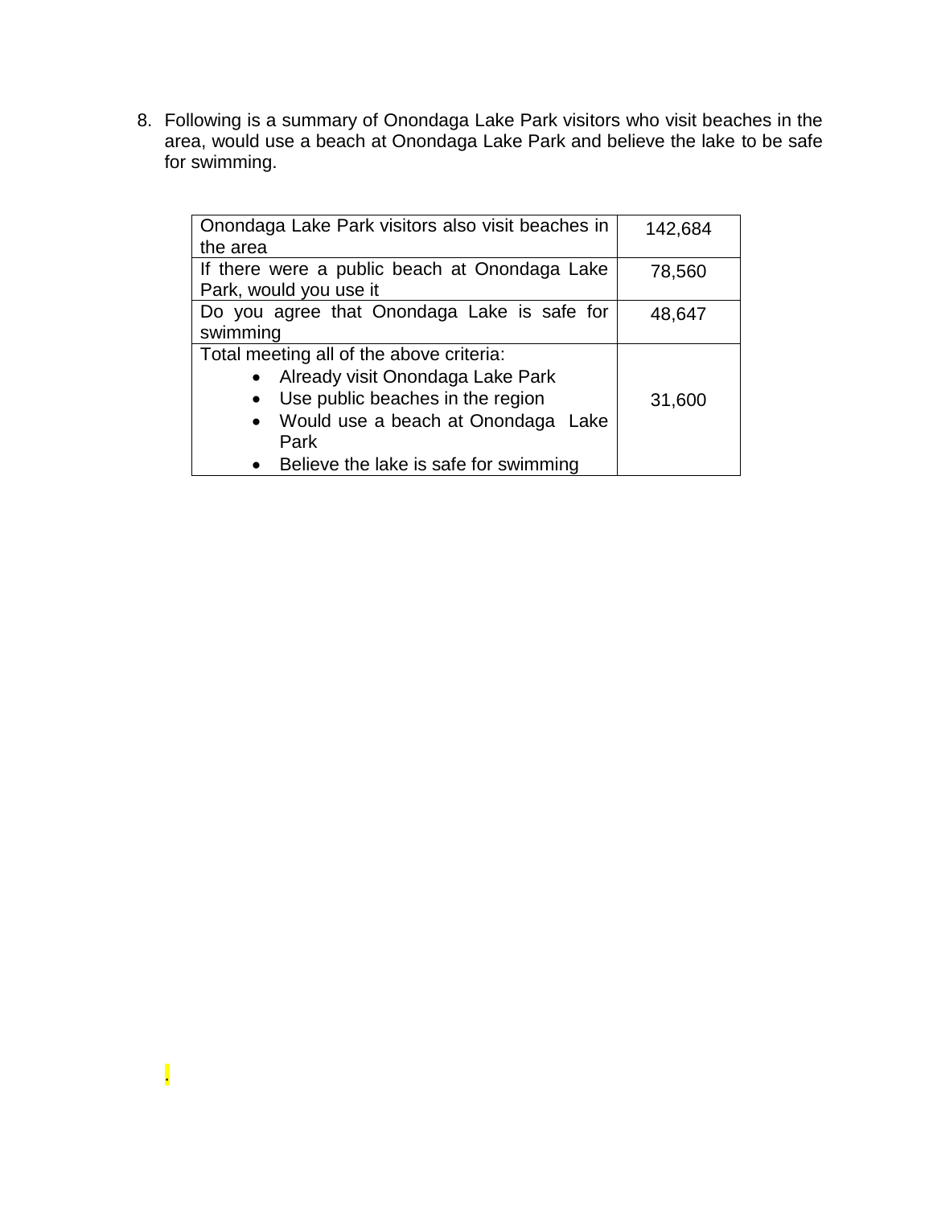8. Following is a summary of Onondaga Lake Park visitors who visit beaches in the area, would use a beach at Onondaga Lake Park and believe the lake to be safe for swimming.

| | |
|---|---|
| Onondaga Lake Park visitors also visit beaches in the area | 142,684 |
| If there were a public beach at Onondaga Lake Park, would you use it | 78,560 |
| Do you agree that Onondaga Lake is safe for swimming | 48,647 |
| Total meeting all of the above criteria:<br>• Already visit Onondaga Lake Park<br>• Use public beaches in the region<br>• Would use a beach at Onondaga Lake Park<br>• Believe the lake is safe for swimming | 31,600 |

.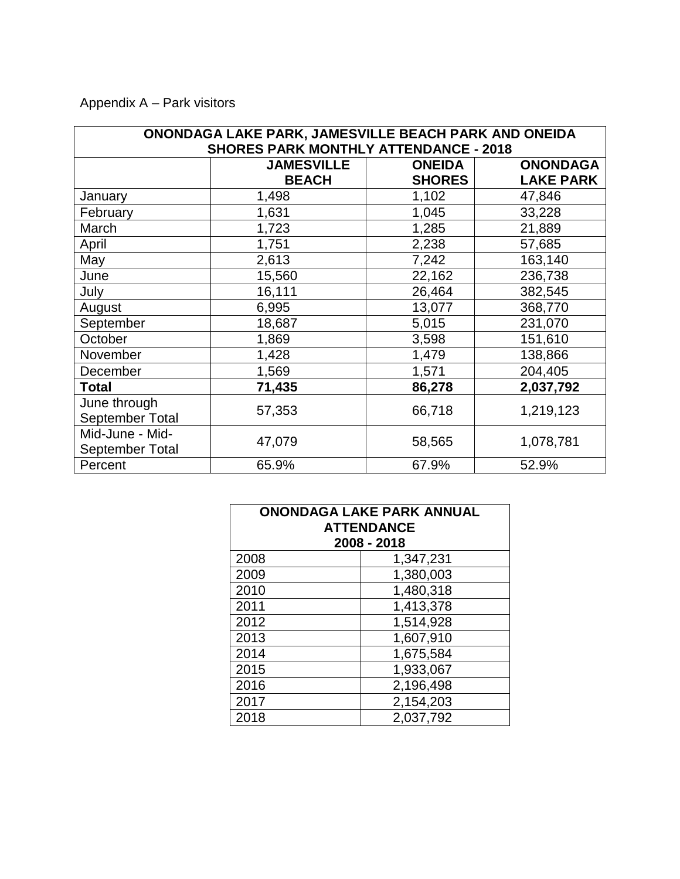Appendix A – Park visitors

| ONONDAGA LAKE PARK, JAMESVILLE BEACH PARK AND ONEIDA SHORES PARK MONTHLY ATTENDANCE - 2018 | | | |
|---|---|---|---|
| | **JAMESVILLE BEACH** | **ONEIDA SHORES** | **ONONDAGA LAKE PARK** |
| January | 1,498 | 1,102 | 47,846 |
| February | 1,631 | 1,045 | 33,228 |
| March | 1,723 | 1,285 | 21,889 |
| April | 1,751 | 2,238 | 57,685 |
| May | 2,613 | 7,242 | 163,140 |
| June | 15,560 | 22,162 | 236,738 |
| July | 16,111 | 26,464 | 382,545 |
| August | 6,995 | 13,077 | 368,770 |
| September | 18,687 | 5,015 | 231,070 |
| October | 1,869 | 3,598 | 151,610 |
| November | 1,428 | 1,479 | 138,866 |
| December | 1,569 | 1,571 | 204,405 |
| **Total** | **71,435** | **86,278** | **2,037,792** |
| June through September Total | 57,353 | 66,718 | 1,219,123 |
| Mid-June - Mid-September Total | 47,079 | 58,565 | 1,078,781 |
| Percent | 65.9% | 67.9% | 52.9% |

| ONONDAGA LAKE PARK ANNUAL ATTENDANCE 2008 - 2018 | |
|---|---|
| 2008 | 1,347,231 |
| 2009 | 1,380,003 |
| 2010 | 1,480,318 |
| 2011 | 1,413,378 |
| 2012 | 1,514,928 |
| 2013 | 1,607,910 |
| 2014 | 1,675,584 |
| 2015 | 1,933,067 |
| 2016 | 2,196,498 |
| 2017 | 2,154,203 |
| 2018 | 2,037,792 |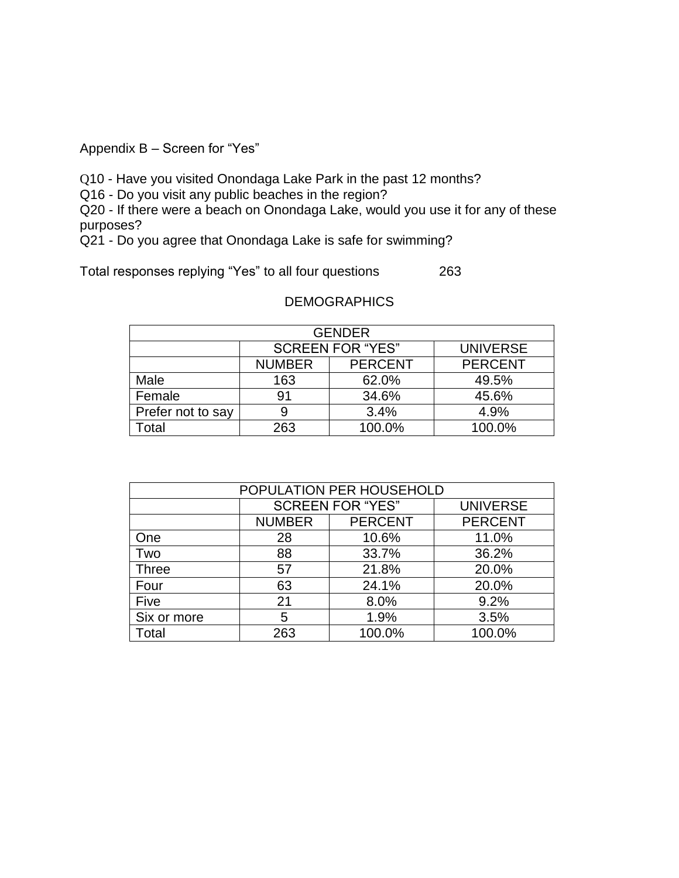Appendix B – Screen for "Yes"

Q10 - Have you visited Onondaga Lake Park in the past 12 months?
Q16 - Do you visit any public beaches in the region?
Q20 - If there were a beach on Onondaga Lake, would you use it for any of these purposes?
Q21 - Do you agree that Onondaga Lake is safe for swimming?

Total responses replying "Yes" to all four questions 263

DEMOGRAPHICS

| GENDER | | | |
|---|---|---|---|
| | SCREEN FOR "YES" | | UNIVERSE |
| | NUMBER | PERCENT | PERCENT |
| Male | 163 | 62.0% | 49.5% |
| Female | 91 | 34.6% | 45.6% |
| Prefer not to say | 9 | 3.4% | 4.9% |
| Total | 263 | 100.0% | 100.0% |

| POPULATION PER HOUSEHOLD | | | |
|---|---|---|---|
| | SCREEN FOR "YES" | | UNIVERSE |
| | NUMBER | PERCENT | PERCENT |
| One | 28 | 10.6% | 11.0% |
| Two | 88 | 33.7% | 36.2% |
| Three | 57 | 21.8% | 20.0% |
| Four | 63 | 24.1% | 20.0% |
| Five | 21 | 8.0% | 9.2% |
| Six or more | 5 | 1.9% | 3.5% |
| Total | 263 | 100.0% | 100.0% |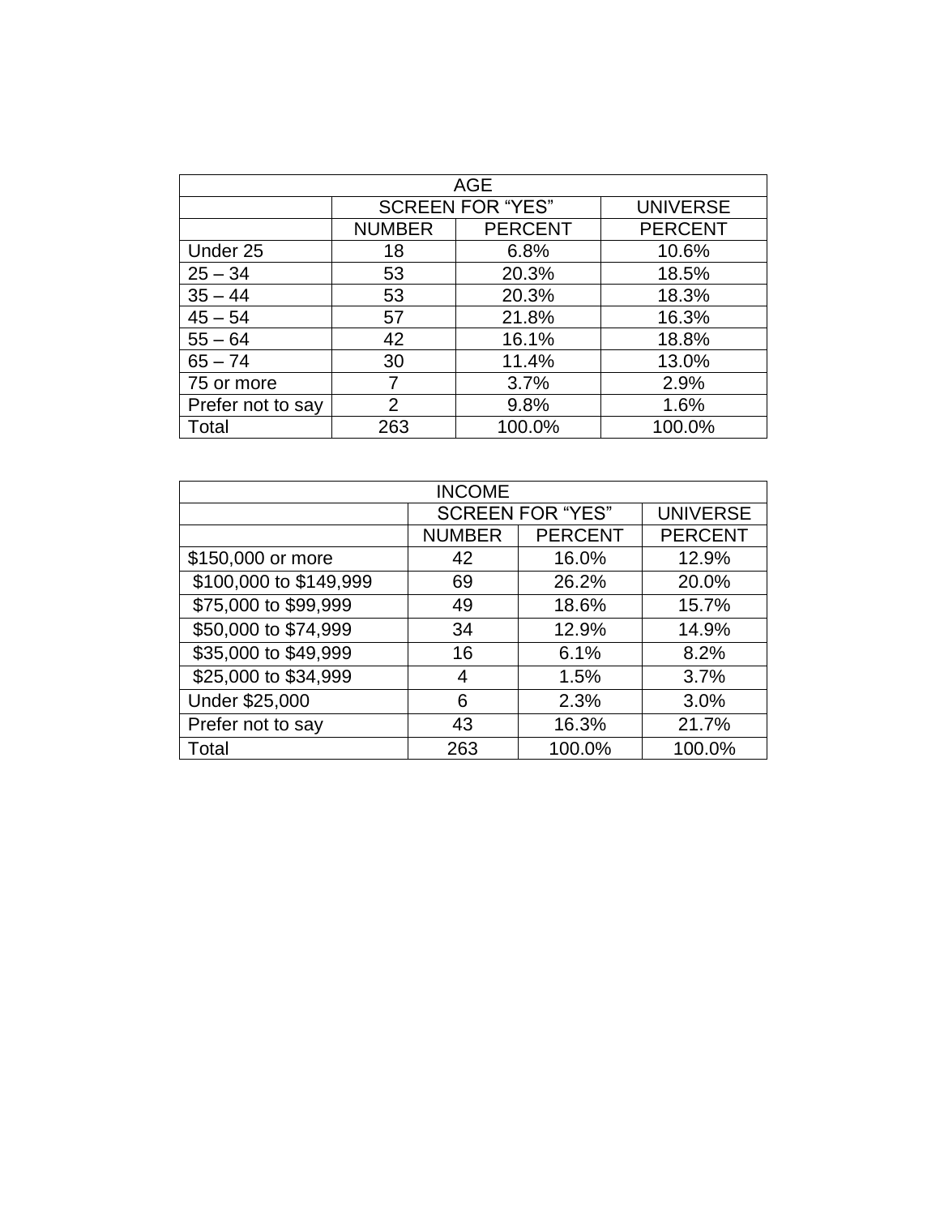| AGE | | | |
|---|---|---|---|
| | SCREEN FOR "YES" | | UNIVERSE |
| | NUMBER | PERCENT | PERCENT |
| Under 25 | 18 | 6.8% | 10.6% |
| 25 – 34 | 53 | 20.3% | 18.5% |
| 35 – 44 | 53 | 20.3% | 18.3% |
| 45 – 54 | 57 | 21.8% | 16.3% |
| 55 – 64 | 42 | 16.1% | 18.8% |
| 65 – 74 | 30 | 11.4% | 13.0% |
| 75 or more | 7 | 3.7% | 2.9% |
| Prefer not to say | 2 | 9.8% | 1.6% |
| Total | 263 | 100.0% | 100.0% |

| INCOME | | | |
|---|---|---|---|
| | SCREEN FOR "YES" | | UNIVERSE |
| | NUMBER | PERCENT | PERCENT |
| $150,000 or more | 42 | 16.0% | 12.9% |
| $100,000 to $149,999 | 69 | 26.2% | 20.0% |
| $75,000 to $99,999 | 49 | 18.6% | 15.7% |
| $50,000 to $74,999 | 34 | 12.9% | 14.9% |
| $35,000 to $49,999 | 16 | 6.1% | 8.2% |
| $25,000 to $34,999 | 4 | 1.5% | 3.7% |
| Under $25,000 | 6 | 2.3% | 3.0% |
| Prefer not to say | 43 | 16.3% | 21.7% |
| Total | 263 | 100.0% | 100.0% |